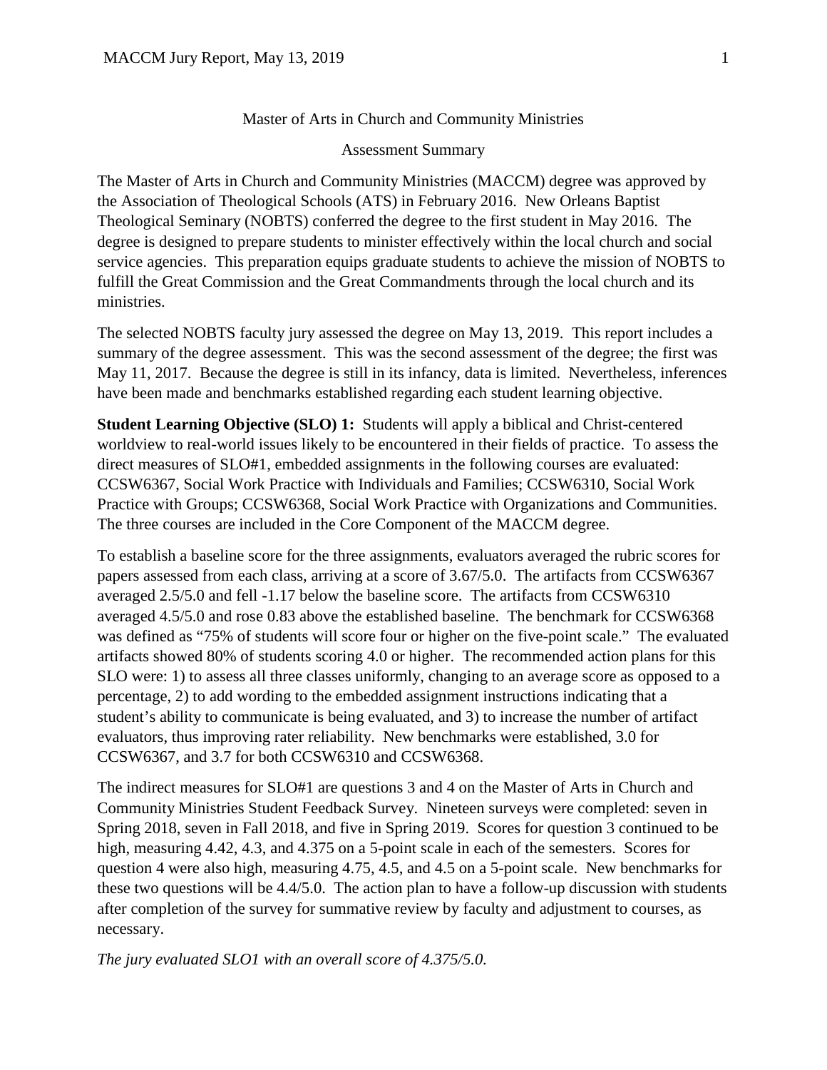Master of Arts in Church and Community Ministries

Assessment Summary

The Master of Arts in Church and Community Ministries (MACCM) degree was approved by the Association of Theological Schools (ATS) in February 2016. New Orleans Baptist Theological Seminary (NOBTS) conferred the degree to the first student in May 2016. The degree is designed to prepare students to minister effectively within the local church and social service agencies. This preparation equips graduate students to achieve the mission of NOBTS to fulfill the Great Commission and the Great Commandments through the local church and its ministries.

The selected NOBTS faculty jury assessed the degree on May 13, 2019. This report includes a summary of the degree assessment. This was the second assessment of the degree; the first was May 11, 2017. Because the degree is still in its infancy, data is limited. Nevertheless, inferences have been made and benchmarks established regarding each student learning objective.

**Student Learning Objective (SLO) 1:** Students will apply a biblical and Christ-centered worldview to real-world issues likely to be encountered in their fields of practice. To assess the direct measures of SLO#1, embedded assignments in the following courses are evaluated: CCSW6367, Social Work Practice with Individuals and Families; CCSW6310, Social Work Practice with Groups; CCSW6368, Social Work Practice with Organizations and Communities. The three courses are included in the Core Component of the MACCM degree.

To establish a baseline score for the three assignments, evaluators averaged the rubric scores for papers assessed from each class, arriving at a score of 3.67/5.0. The artifacts from CCSW6367 averaged 2.5/5.0 and fell -1.17 below the baseline score. The artifacts from CCSW6310 averaged 4.5/5.0 and rose 0.83 above the established baseline. The benchmark for CCSW6368 was defined as "75% of students will score four or higher on the five-point scale." The evaluated artifacts showed 80% of students scoring 4.0 or higher. The recommended action plans for this SLO were: 1) to assess all three classes uniformly, changing to an average score as opposed to a percentage, 2) to add wording to the embedded assignment instructions indicating that a student's ability to communicate is being evaluated, and 3) to increase the number of artifact evaluators, thus improving rater reliability. New benchmarks were established, 3.0 for CCSW6367, and 3.7 for both CCSW6310 and CCSW6368.

The indirect measures for SLO#1 are questions 3 and 4 on the Master of Arts in Church and Community Ministries Student Feedback Survey. Nineteen surveys were completed: seven in Spring 2018, seven in Fall 2018, and five in Spring 2019. Scores for question 3 continued to be high, measuring 4.42, 4.3, and 4.375 on a 5-point scale in each of the semesters. Scores for question 4 were also high, measuring 4.75, 4.5, and 4.5 on a 5-point scale. New benchmarks for these two questions will be 4.4/5.0. The action plan to have a follow-up discussion with students after completion of the survey for summative review by faculty and adjustment to courses, as necessary.

*The jury evaluated SLO1 with an overall score of 4.375/5.0.*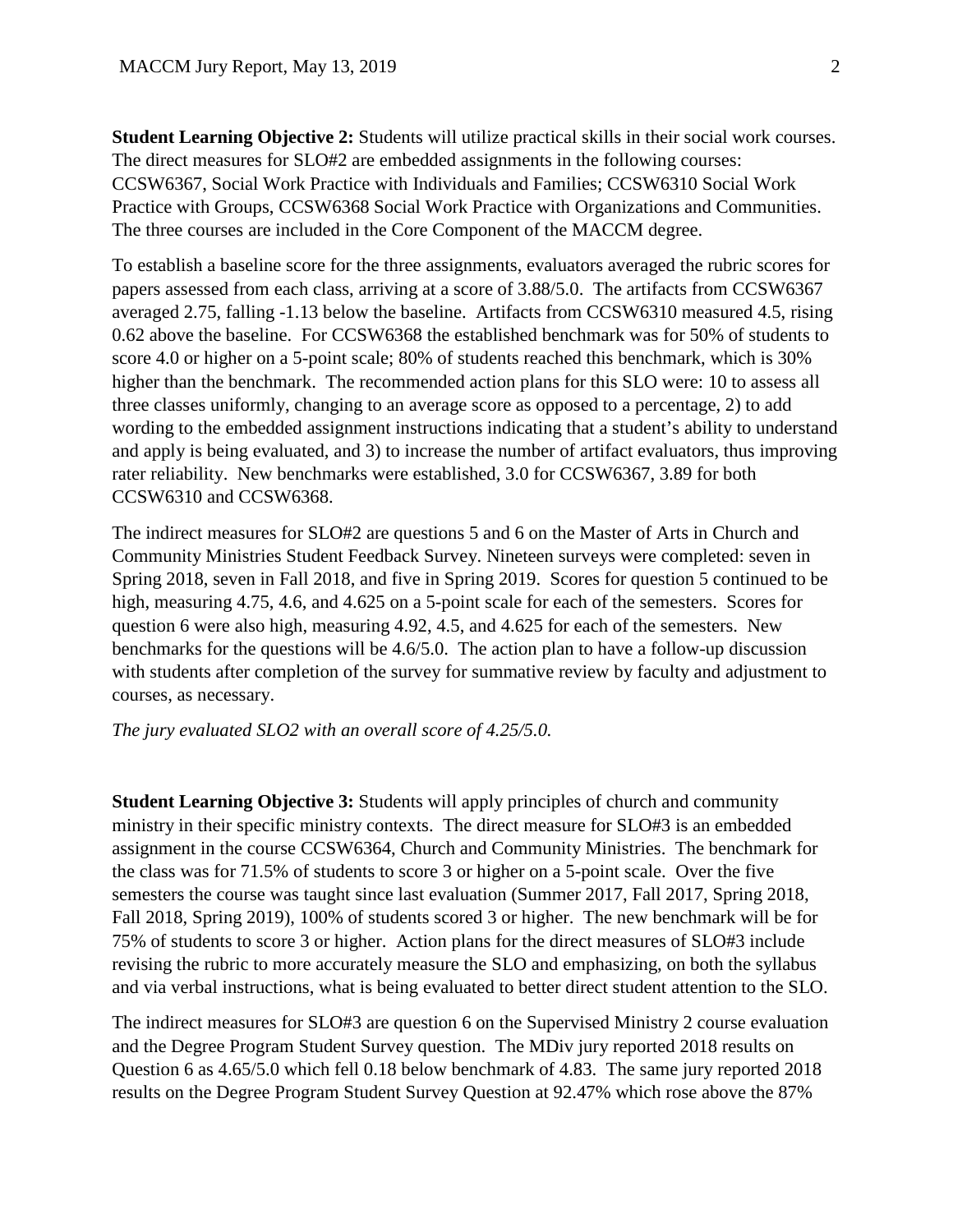**Student Learning Objective 2:** Students will utilize practical skills in their social work courses. The direct measures for SLO#2 are embedded assignments in the following courses: CCSW6367, Social Work Practice with Individuals and Families; CCSW6310 Social Work Practice with Groups, CCSW6368 Social Work Practice with Organizations and Communities. The three courses are included in the Core Component of the MACCM degree.

To establish a baseline score for the three assignments, evaluators averaged the rubric scores for papers assessed from each class, arriving at a score of 3.88/5.0. The artifacts from CCSW6367 averaged 2.75, falling -1.13 below the baseline. Artifacts from CCSW6310 measured 4.5, rising 0.62 above the baseline. For CCSW6368 the established benchmark was for 50% of students to score 4.0 or higher on a 5-point scale; 80% of students reached this benchmark, which is 30% higher than the benchmark. The recommended action plans for this SLO were: 10 to assess all three classes uniformly, changing to an average score as opposed to a percentage, 2) to add wording to the embedded assignment instructions indicating that a student's ability to understand and apply is being evaluated, and 3) to increase the number of artifact evaluators, thus improving rater reliability. New benchmarks were established, 3.0 for CCSW6367, 3.89 for both CCSW6310 and CCSW6368.

The indirect measures for SLO#2 are questions 5 and 6 on the Master of Arts in Church and Community Ministries Student Feedback Survey. Nineteen surveys were completed: seven in Spring 2018, seven in Fall 2018, and five in Spring 2019. Scores for question 5 continued to be high, measuring 4.75, 4.6, and 4.625 on a 5-point scale for each of the semesters. Scores for question 6 were also high, measuring 4.92, 4.5, and 4.625 for each of the semesters. New benchmarks for the questions will be 4.6/5.0. The action plan to have a follow-up discussion with students after completion of the survey for summative review by faculty and adjustment to courses, as necessary.

*The jury evaluated SLO2 with an overall score of 4.25/5.0.*

**Student Learning Objective 3:** Students will apply principles of church and community ministry in their specific ministry contexts. The direct measure for SLO#3 is an embedded assignment in the course CCSW6364, Church and Community Ministries. The benchmark for the class was for 71.5% of students to score 3 or higher on a 5-point scale. Over the five semesters the course was taught since last evaluation (Summer 2017, Fall 2017, Spring 2018, Fall 2018, Spring 2019), 100% of students scored 3 or higher. The new benchmark will be for 75% of students to score 3 or higher. Action plans for the direct measures of SLO#3 include revising the rubric to more accurately measure the SLO and emphasizing, on both the syllabus and via verbal instructions, what is being evaluated to better direct student attention to the SLO.

The indirect measures for SLO#3 are question 6 on the Supervised Ministry 2 course evaluation and the Degree Program Student Survey question. The MDiv jury reported 2018 results on Question 6 as 4.65/5.0 which fell 0.18 below benchmark of 4.83. The same jury reported 2018 results on the Degree Program Student Survey Question at 92.47% which rose above the 87%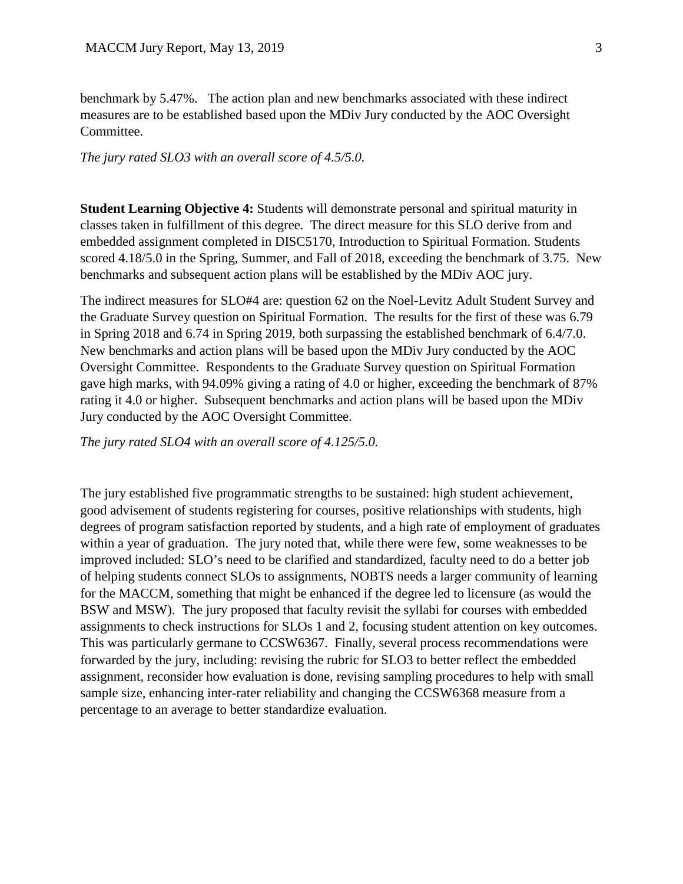benchmark by 5.47%.   The action plan and new benchmarks associated with these indirect measures are to be established based upon the MDiv Jury conducted by the AOC Oversight Committee.

*The jury rated SLO3 with an overall score of 4.5/5.0.*

**Student Learning Objective 4:** Students will demonstrate personal and spiritual maturity in classes taken in fulfillment of this degree.  The direct measure for this SLO derive from and embedded assignment completed in DISC5170, Introduction to Spiritual Formation. Students scored 4.18/5.0 in the Spring, Summer, and Fall of 2018, exceeding the benchmark of 3.75.  New benchmarks and subsequent action plans will be established by the MDiv AOC jury.

The indirect measures for SLO#4 are: question 62 on the Noel-Levitz Adult Student Survey and the Graduate Survey question on Spiritual Formation.  The results for the first of these was 6.79 in Spring 2018 and 6.74 in Spring 2019, both surpassing the established benchmark of 6.4/7.0. New benchmarks and action plans will be based upon the MDiv Jury conducted by the AOC Oversight Committee.  Respondents to the Graduate Survey question on Spiritual Formation gave high marks, with 94.09% giving a rating of 4.0 or higher, exceeding the benchmark of 87% rating it 4.0 or higher.  Subsequent benchmarks and action plans will be based upon the MDiv Jury conducted by the AOC Oversight Committee.

*The jury rated SLO4 with an overall score of 4.125/5.0.*

The jury established five programmatic strengths to be sustained: high student achievement, good advisement of students registering for courses, positive relationships with students, high degrees of program satisfaction reported by students, and a high rate of employment of graduates within a year of graduation.  The jury noted that, while there were few, some weaknesses to be improved included: SLO's need to be clarified and standardized, faculty need to do a better job of helping students connect SLOs to assignments, NOBTS needs a larger community of learning for the MACCM, something that might be enhanced if the degree led to licensure (as would the BSW and MSW).  The jury proposed that faculty revisit the syllabi for courses with embedded assignments to check instructions for SLOs 1 and 2, focusing student attention on key outcomes. This was particularly germane to CCSW6367.  Finally, several process recommendations were forwarded by the jury, including: revising the rubric for SLO3 to better reflect the embedded assignment, reconsider how evaluation is done, revising sampling procedures to help with small sample size, enhancing inter-rater reliability and changing the CCSW6368 measure from a percentage to an average to better standardize evaluation.